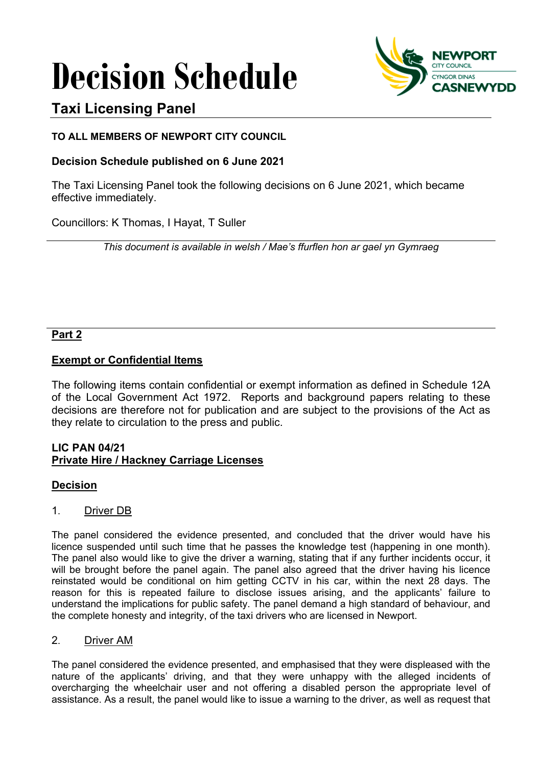# Decision Schedule

## Taxi Licensing Panel

**TO ALL MEMBERS OF NEWPORT CITY COUNCIL**

**Decision Schedule published on 6 June 2021**

The Taxi Licensing Panel took the following decisions on 6 June 2021, which became effective immediately.

Councillors: K Thomas, I Hayat, T Suller

*This document is available in welsh / Mae's ffurflen hon ar gael yn Gymraeg*

**Part 2**

**Exempt or Confidential Items**

The following items contain confidential or exempt information as defined in Schedule 12A of the Local Government Act 1972. Reports and background papers relating to these decisions are therefore not for publication and are subject to the provisions of the Act as they relate to circulation to the press and public.

**LIC PAN 04/21**
**Private Hire / Hackney Carriage Licenses**

**Decision**

1. Driver DB

The panel considered the evidence presented, and concluded that the driver would have his licence suspended until such time that he passes the knowledge test (happening in one month). The panel also would like to give the driver a warning, stating that if any further incidents occur, it will be brought before the panel again. The panel also agreed that the driver having his licence reinstated would be conditional on him getting CCTV in his car, within the next 28 days. The reason for this is repeated failure to disclose issues arising, and the applicants' failure to understand the implications for public safety. The panel demand a high standard of behaviour, and the complete honesty and integrity, of the taxi drivers who are licensed in Newport.

2. Driver AM

The panel considered the evidence presented, and emphasised that they were displeased with the nature of the applicants' driving, and that they were unhappy with the alleged incidents of overcharging the wheelchair user and not offering a disabled person the appropriate level of assistance. As a result, the panel would like to issue a warning to the driver, as well as request that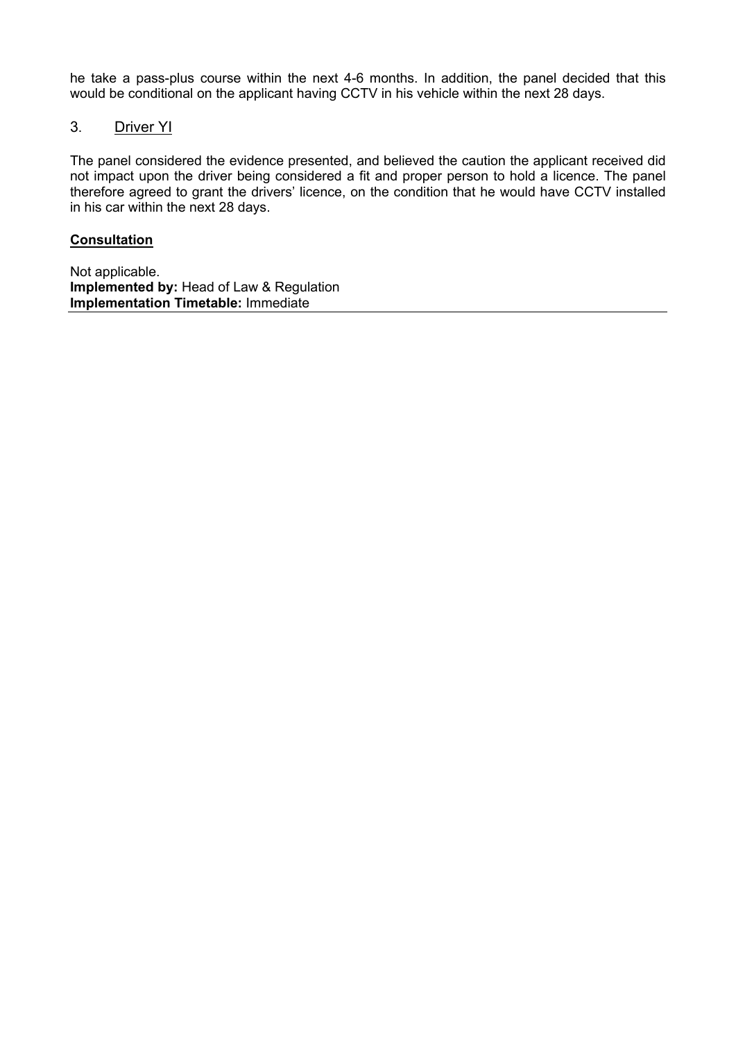he take a pass-plus course within the next 4-6 months. In addition, the panel decided that this would be conditional on the applicant having CCTV in his vehicle within the next 28 days.

3. Driver YI

The panel considered the evidence presented, and believed the caution the applicant received did not impact upon the driver being considered a fit and proper person to hold a licence. The panel therefore agreed to grant the drivers' licence, on the condition that he would have CCTV installed in his car within the next 28 days.

**Consultation**

Not applicable.
**Implemented by:** Head of Law & Regulation
**Implementation Timetable:** Immediate